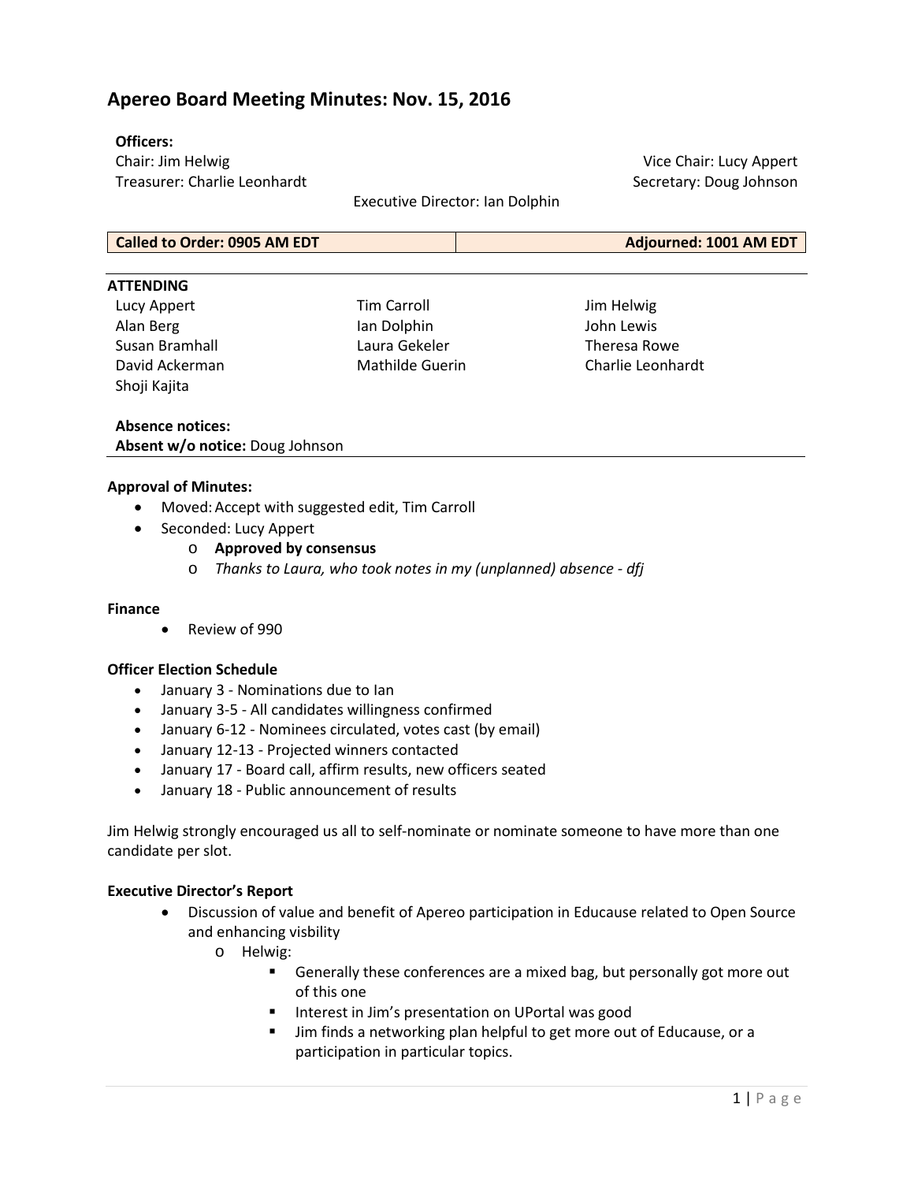# Apereo Board Meeting Minutes: Nov. 15, 2016

**Officers:**

Chair: Jim Helwig
Vice Chair: Lucy Appert
Treasurer: Charlie Leonhardt
Secretary: Doug Johnson
Executive Director: Ian Dolphin

| Called to Order: 0905 AM EDT | Adjourned: 1001 AM EDT |
|---|---|

**ATTENDING**

| | | |
|---|---|---|
| Lucy Appert | Tim Carroll | Jim Helwig |
| Alan Berg | Ian Dolphin | John Lewis |
| Susan Bramhall | Laura Gekeler | Theresa Rowe |
| David Ackerman | Mathilde Guerin | Charlie Leonhardt |
| Shoji Kajita | | |

**Absence notices:**

**Absent w/o notice:** Doug Johnson

**Approval of Minutes:**

- Moved: Accept with suggested edit, Tim Carroll
- Seconded: Lucy Appert
  - **Approved by consensus**
  - *Thanks to Laura, who took notes in my (unplanned) absence - dfj*

**Finance**

- Review of 990

**Officer Election Schedule**

- January 3 - Nominations due to Ian
- January 3-5 - All candidates willingness confirmed
- January 6-12 - Nominees circulated, votes cast (by email)
- January 12-13 - Projected winners contacted
- January 17 - Board call, affirm results, new officers seated
- January 18 - Public announcement of results

Jim Helwig strongly encouraged us all to self-nominate or nominate someone to have more than one candidate per slot.

**Executive Director's Report**

- Discussion of value and benefit of Apereo participation in Educause related to Open Source and enhancing visbility
  - Helwig:
    - Generally these conferences are a mixed bag, but personally got more out of this one
    - Interest in Jim's presentation on UPortal was good
    - Jim finds a networking plan helpful to get more out of Educause, or a participation in particular topics.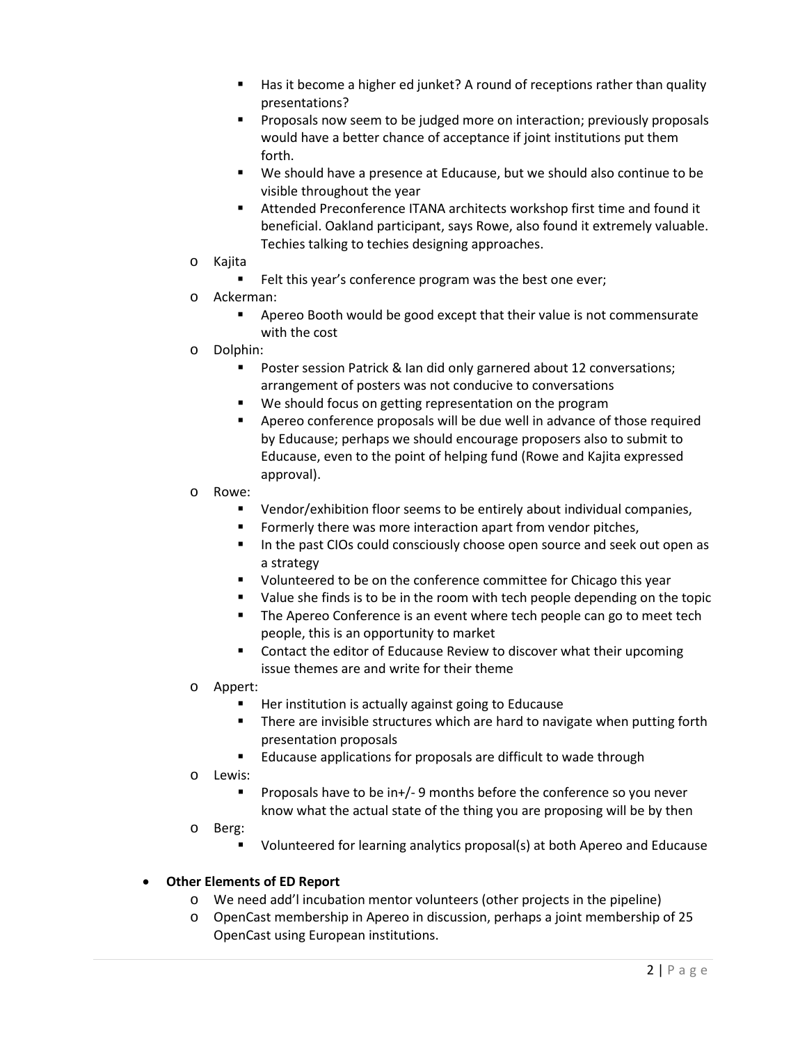- Has it become a higher ed junket? A round of receptions rather than quality presentations?
    - Proposals now seem to be judged more on interaction; previously proposals would have a better chance of acceptance if joint institutions put them forth.
    - We should have a presence at Educause, but we should also continue to be visible throughout the year
    - Attended Preconference ITANA architects workshop first time and found it beneficial. Oakland participant, says Rowe, also found it extremely valuable. Techies talking to techies designing approaches.
  - Kajita
    - Felt this year's conference program was the best one ever;
  - Ackerman:
    - Apereo Booth would be good except that their value is not commensurate with the cost
  - Dolphin:
    - Poster session Patrick & Ian did only garnered about 12 conversations; arrangement of posters was not conducive to conversations
    - We should focus on getting representation on the program
    - Apereo conference proposals will be due well in advance of those required by Educause; perhaps we should encourage proposers also to submit to Educause, even to the point of helping fund (Rowe and Kajita expressed approval).
  - Rowe:
    - Vendor/exhibition floor seems to be entirely about individual companies,
    - Formerly there was more interaction apart from vendor pitches,
    - In the past CIOs could consciously choose open source and seek out open as a strategy
    - Volunteered to be on the conference committee for Chicago this year
    - Value she finds is to be in the room with tech people depending on the topic
    - The Apereo Conference is an event where tech people can go to meet tech people, this is an opportunity to market
    - Contact the editor of Educause Review to discover what their upcoming issue themes are and write for their theme
  - Appert:
    - Her institution is actually against going to Educause
    - There are invisible structures which are hard to navigate when putting forth presentation proposals
    - Educause applications for proposals are difficult to wade through
  - Lewis:
    - Proposals have to be in+/- 9 months before the conference so you never know what the actual state of the thing you are proposing will be by then
  - Berg:
    - Volunteered for learning analytics proposal(s) at both Apereo and Educause

- **Other Elements of ED Report**
  - We need add'l incubation mentor volunteers (other projects in the pipeline)
  - OpenCast membership in Apereo in discussion, perhaps a joint membership of 25 OpenCast using European institutions.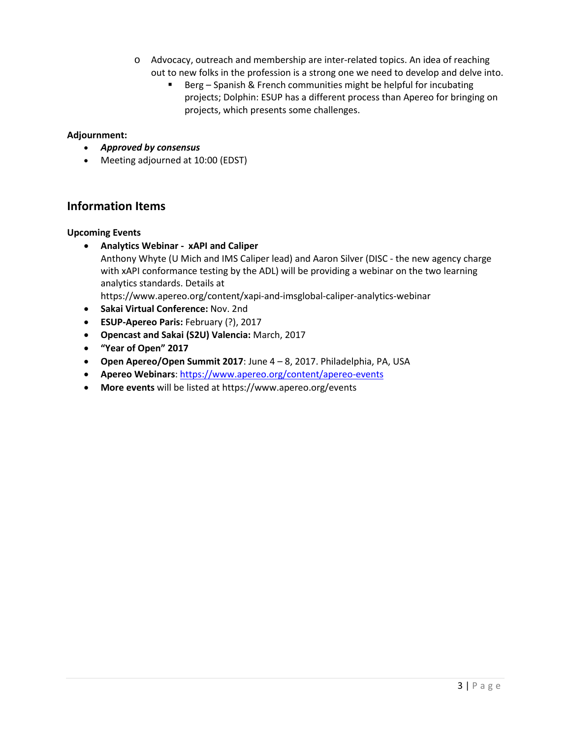- Advocacy, outreach and membership are inter-related topics. An idea of reaching out to new folks in the profession is a strong one we need to develop and delve into.
  - Berg – Spanish & French communities might be helpful for incubating projects; Dolphin: ESUP has a different process than Apereo for bringing on projects, which presents some challenges.

**Adjournment:**

- ***Approved by consensus***
- Meeting adjourned at 10:00 (EDST)

## Information Items

**Upcoming Events**

- **Analytics Webinar - xAPI and Caliper**
  Anthony Whyte (U Mich and IMS Caliper lead) and Aaron Silver (DISC - the new agency charge with xAPI conformance testing by the ADL) will be providing a webinar on the two learning analytics standards. Details at https://www.apereo.org/content/xapi-and-imsglobal-caliper-analytics-webinar
- **Sakai Virtual Conference:** Nov. 2nd
- **ESUP-Apereo Paris:** February (?), 2017
- **Opencast and Sakai (S2U) Valencia:** March, 2017
- **"Year of Open" 2017**
- **Open Apereo/Open Summit 2017**: June 4 – 8, 2017. Philadelphia, PA, USA
- **Apereo Webinars**: https://www.apereo.org/content/apereo-events
- **More events** will be listed at https://www.apereo.org/events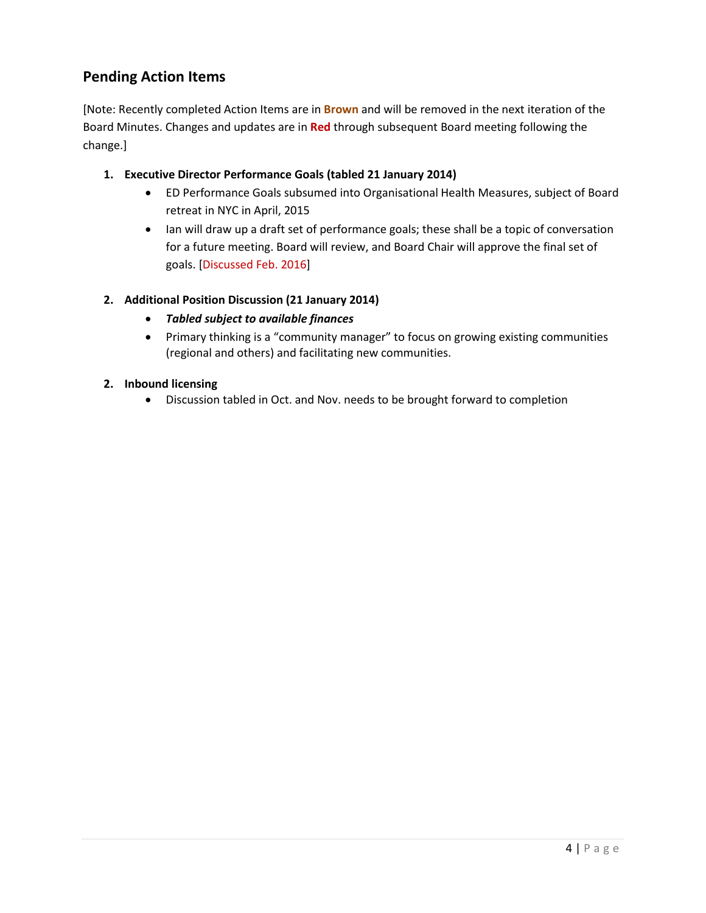## Pending Action Items

[Note: Recently completed Action Items are in **Brown** and will be removed in the next iteration of the Board Minutes. Changes and updates are in **Red** through subsequent Board meeting following the change.]

1. **Executive Director Performance Goals (tabled 21 January 2014)**
   - ED Performance Goals subsumed into Organisational Health Measures, subject of Board retreat in NYC in April, 2015
   - Ian will draw up a draft set of performance goals; these shall be a topic of conversation for a future meeting. Board will review, and Board Chair will approve the final set of goals. [Discussed Feb. 2016]

2. **Additional Position Discussion (21 January 2014)**
   - ***Tabled subject to available finances***
   - Primary thinking is a "community manager" to focus on growing existing communities (regional and others) and facilitating new communities.

2. **Inbound licensing**
   - Discussion tabled in Oct. and Nov. needs to be brought forward to completion